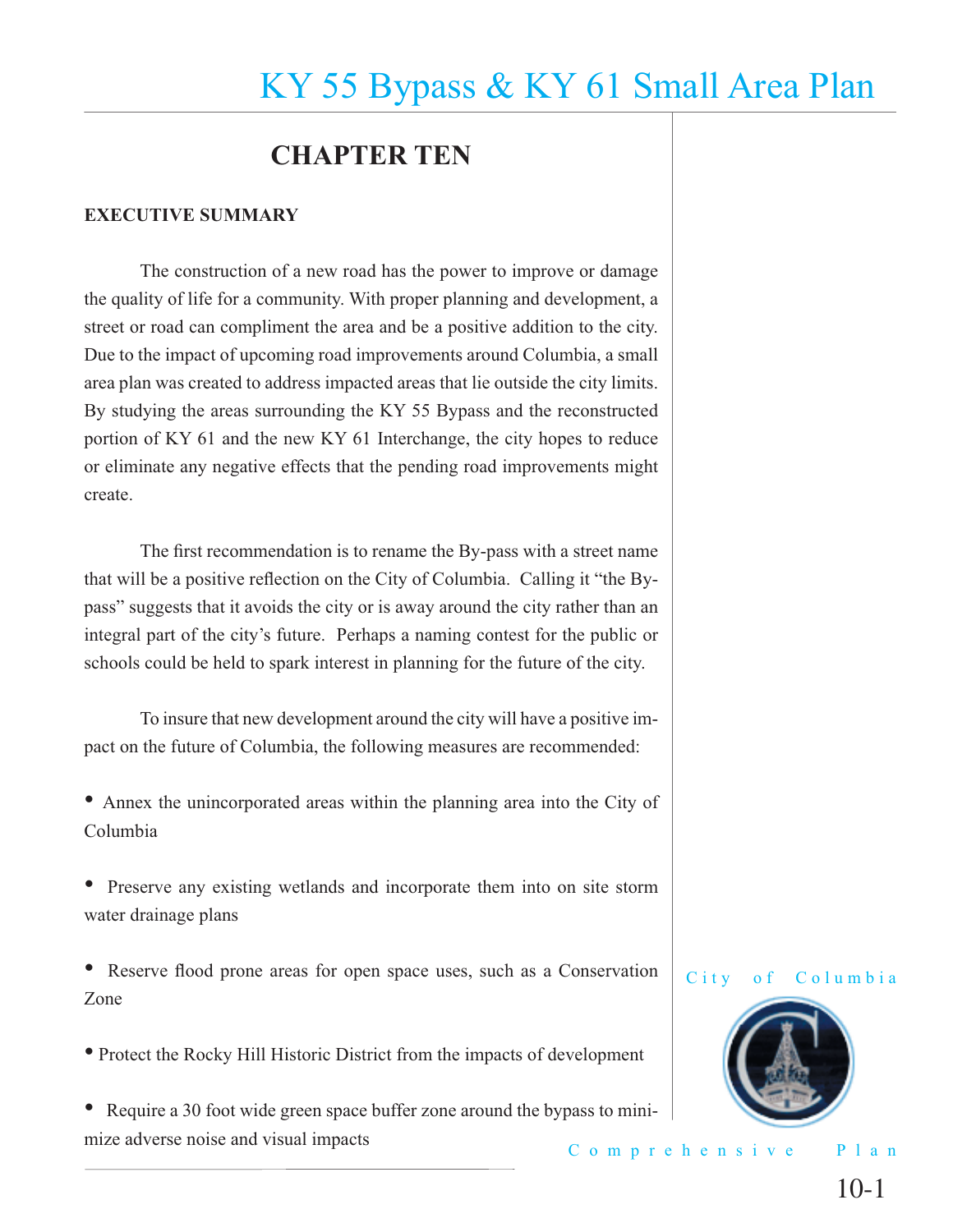# CHAPTER TEN

## EXECUTIVE SUMMARY

The construction of a new road has the power to improve or damage the quality of life for a community. With proper planning and development, a street or road can compliment the area and be a positive addition to the city. Due to the impact of upcoming road improvements around Columbia, a small area plan was created to address impacted areas that lie outside the city limits. By studying the areas surrounding the KY 55 Bypass and the reconstructed portion of KY 61 and the new KY 61 Interchange, the city hopes to reduce or eliminate any negative effects that the pending road improvements might create.

The first recommendation is to rename the By-pass with a street name that will be a positive reflection on the City of Columbia. Calling it "the By-pass" suggests that it avoids the city or is away around the city rather than an integral part of the city's future. Perhaps a naming contest for the public or schools could be held to spark interest in planning for the future of the city.

To insure that new development around the city will have a positive impact on the future of Columbia, the following measures are recommended:

- Annex the unincorporated areas within the planning area into the City of Columbia
- Preserve any existing wetlands and incorporate them into on site storm water drainage plans
- Reserve flood prone areas for open space uses, such as a Conservation Zone
- Protect the Rocky Hill Historic District from the impacts of development
- Require a 30 foot wide green space buffer zone around the bypass to minimize adverse noise and visual impacts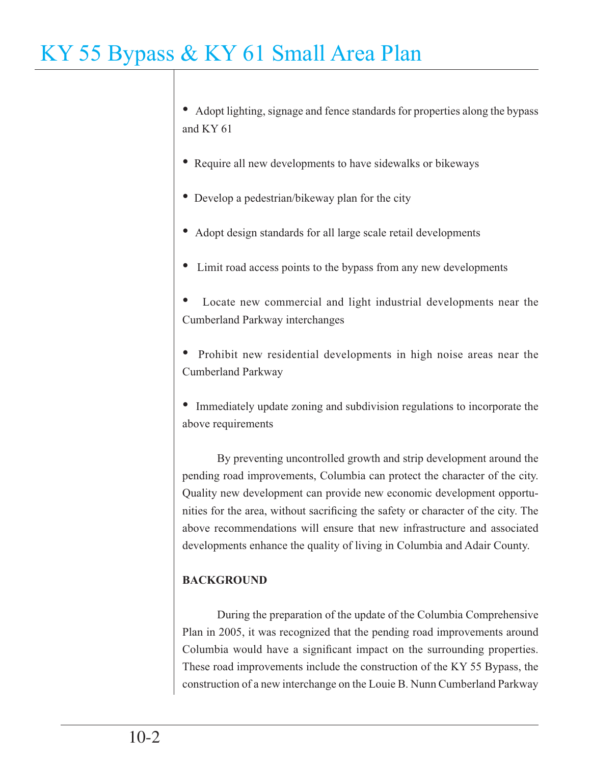- Adopt lighting, signage and fence standards for properties along the bypass and KY 61

- Require all new developments to have sidewalks or bikeways

- Develop a pedestrian/bikeway plan for the city

- Adopt design standards for all large scale retail developments

- Limit road access points to the bypass from any new developments

- Locate new commercial and light industrial developments near the Cumberland Parkway interchanges

- Prohibit new residential developments in high noise areas near the Cumberland Parkway

- Immediately update zoning and subdivision regulations to incorporate the above requirements

By preventing uncontrolled growth and strip development around the pending road improvements, Columbia can protect the character of the city. Quality new development can provide new economic development opportunities for the area, without sacrificing the safety or character of the city. The above recommendations will ensure that new infrastructure and associated developments enhance the quality of living in Columbia and Adair County.

**BACKGROUND**

During the preparation of the update of the Columbia Comprehensive Plan in 2005, it was recognized that the pending road improvements around Columbia would have a significant impact on the surrounding properties. These road improvements include the construction of the KY 55 Bypass, the construction of a new interchange on the Louie B. Nunn Cumberland Parkway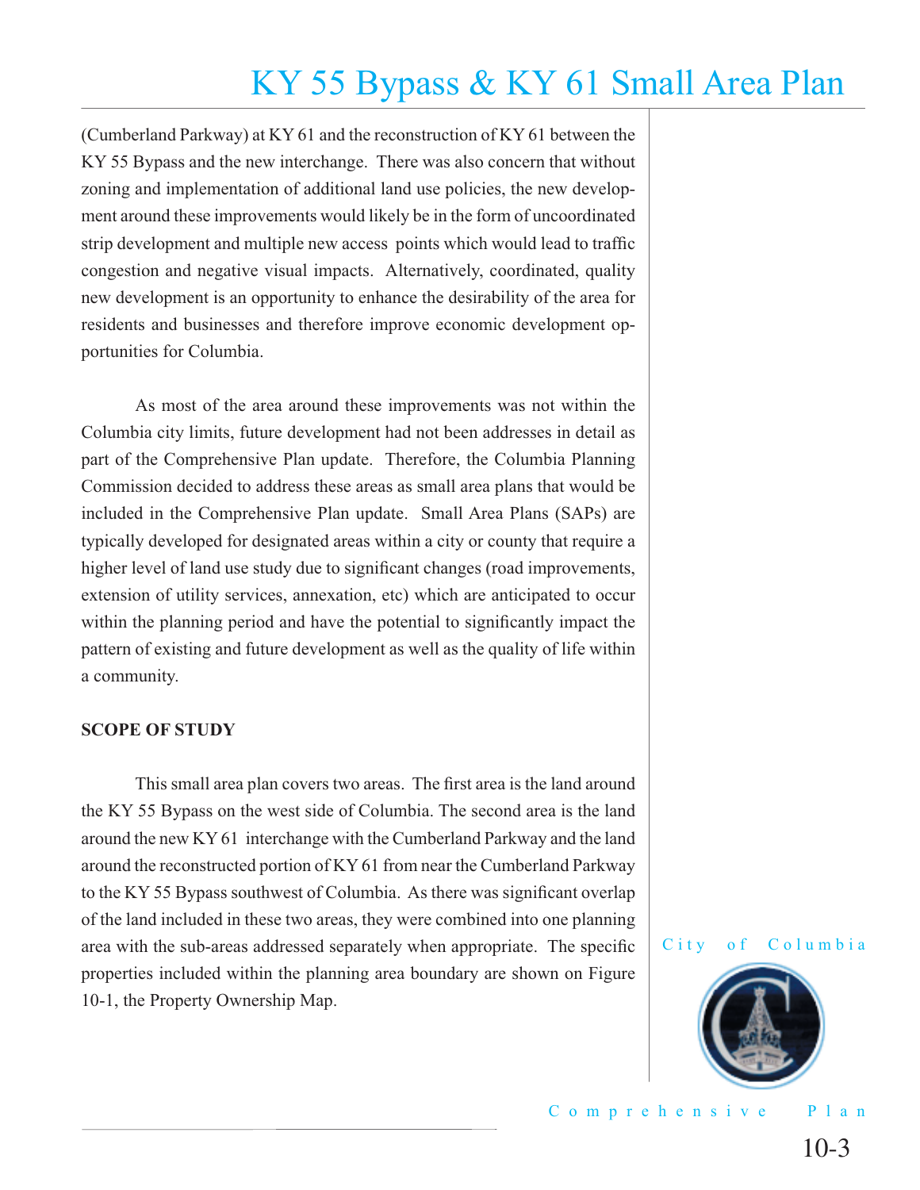(Cumberland Parkway) at KY 61 and the reconstruction of KY 61 between the KY 55 Bypass and the new interchange. There was also concern that without zoning and implementation of additional land use policies, the new development around these improvements would likely be in the form of uncoordinated strip development and multiple new access points which would lead to traffic congestion and negative visual impacts. Alternatively, coordinated, quality new development is an opportunity to enhance the desirability of the area for residents and businesses and therefore improve economic development opportunities for Columbia.

As most of the area around these improvements was not within the Columbia city limits, future development had not been addresses in detail as part of the Comprehensive Plan update. Therefore, the Columbia Planning Commission decided to address these areas as small area plans that would be included in the Comprehensive Plan update. Small Area Plans (SAPs) are typically developed for designated areas within a city or county that require a higher level of land use study due to significant changes (road improvements, extension of utility services, annexation, etc) which are anticipated to occur within the planning period and have the potential to significantly impact the pattern of existing and future development as well as the quality of life within a community.

**SCOPE OF STUDY**

This small area plan covers two areas. The first area is the land around the KY 55 Bypass on the west side of Columbia. The second area is the land around the new KY 61 interchange with the Cumberland Parkway and the land around the reconstructed portion of KY 61 from near the Cumberland Parkway to the KY 55 Bypass southwest of Columbia. As there was significant overlap of the land included in these two areas, they were combined into one planning area with the sub-areas addressed separately when appropriate. The specific properties included within the planning area boundary are shown on Figure 10-1, the Property Ownership Map.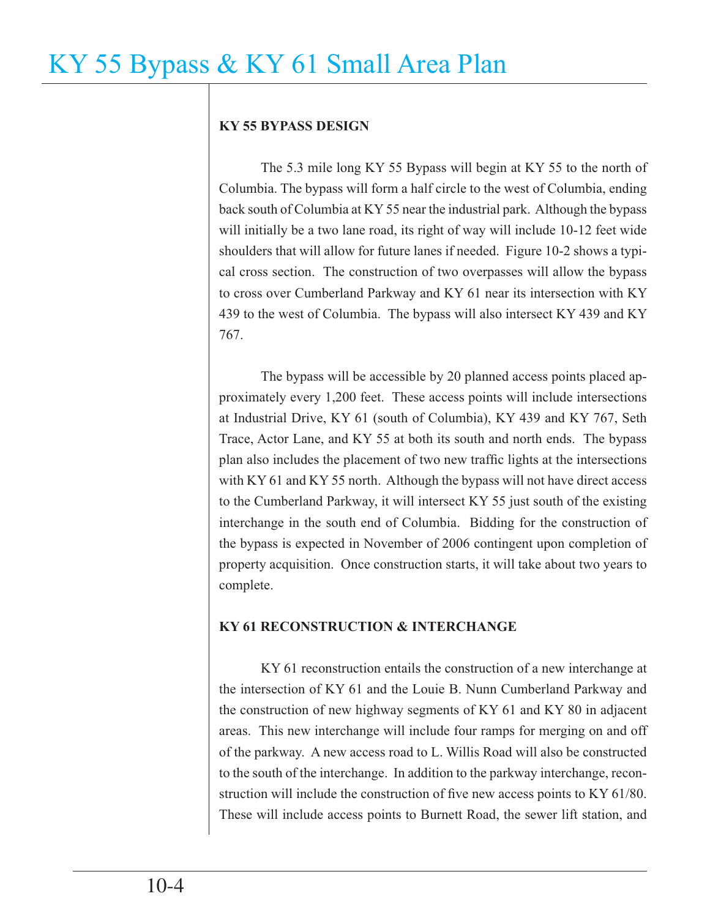**KY 55 BYPASS DESIGN**

The 5.3 mile long KY 55 Bypass will begin at KY 55 to the north of Columbia. The bypass will form a half circle to the west of Columbia, ending back south of Columbia at KY 55 near the industrial park. Although the bypass will initially be a two lane road, its right of way will include 10-12 feet wide shoulders that will allow for future lanes if needed. Figure 10-2 shows a typical cross section. The construction of two overpasses will allow the bypass to cross over Cumberland Parkway and KY 61 near its intersection with KY 439 to the west of Columbia. The bypass will also intersect KY 439 and KY 767.

The bypass will be accessible by 20 planned access points placed approximately every 1,200 feet. These access points will include intersections at Industrial Drive, KY 61 (south of Columbia), KY 439 and KY 767, Seth Trace, Actor Lane, and KY 55 at both its south and north ends. The bypass plan also includes the placement of two new traffic lights at the intersections with KY 61 and KY 55 north. Although the bypass will not have direct access to the Cumberland Parkway, it will intersect KY 55 just south of the existing interchange in the south end of Columbia. Bidding for the construction of the bypass is expected in November of 2006 contingent upon completion of property acquisition. Once construction starts, it will take about two years to complete.

**KY 61 RECONSTRUCTION & INTERCHANGE**

KY 61 reconstruction entails the construction of a new interchange at the intersection of KY 61 and the Louie B. Nunn Cumberland Parkway and the construction of new highway segments of KY 61 and KY 80 in adjacent areas. This new interchange will include four ramps for merging on and off of the parkway. A new access road to L. Willis Road will also be constructed to the south of the interchange. In addition to the parkway interchange, reconstruction will include the construction of five new access points to KY 61/80. These will include access points to Burnett Road, the sewer lift station, and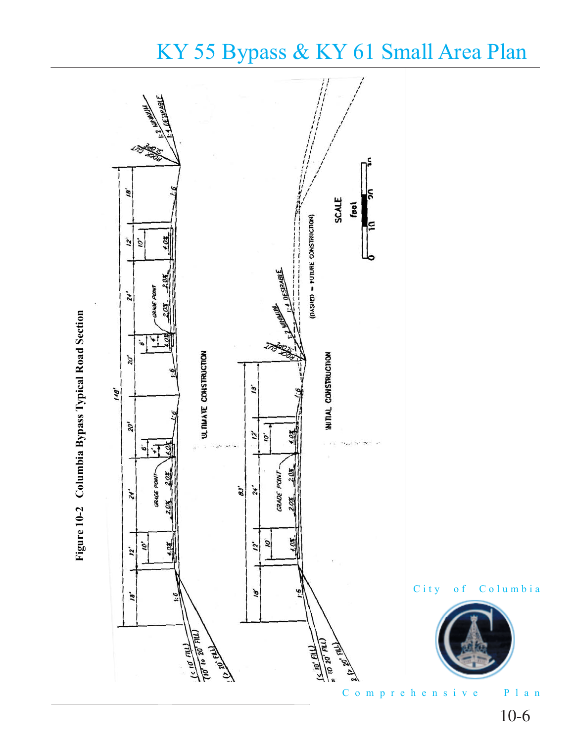Figure 10-2 Columbia Bypass Typical Road Section

ULTIMATE CONSTRUCTION

INITIAL CONSTRUCTION

(DASHED = FUTURE CONSTRUCTION)

SCALE feet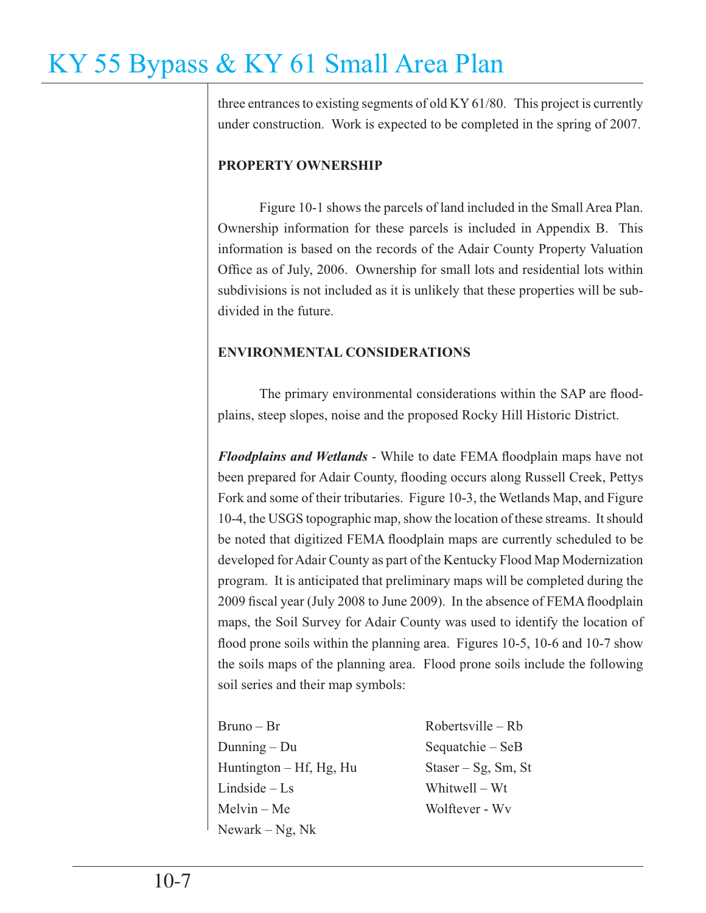three entrances to existing segments of old KY 61/80. This project is currently under construction. Work is expected to be completed in the spring of 2007.

**PROPERTY OWNERSHIP**

Figure 10-1 shows the parcels of land included in the Small Area Plan. Ownership information for these parcels is included in Appendix B. This information is based on the records of the Adair County Property Valuation Office as of July, 2006. Ownership for small lots and residential lots within subdivisions is not included as it is unlikely that these properties will be subdivided in the future.

**ENVIRONMENTAL CONSIDERATIONS**

The primary environmental considerations within the SAP are floodplains, steep slopes, noise and the proposed Rocky Hill Historic District.

***Floodplains and Wetlands*** - While to date FEMA floodplain maps have not been prepared for Adair County, flooding occurs along Russell Creek, Pettys Fork and some of their tributaries. Figure 10-3, the Wetlands Map, and Figure 10-4, the USGS topographic map, show the location of these streams. It should be noted that digitized FEMA floodplain maps are currently scheduled to be developed for Adair County as part of the Kentucky Flood Map Modernization program. It is anticipated that preliminary maps will be completed during the 2009 fiscal year (July 2008 to June 2009). In the absence of FEMA floodplain maps, the Soil Survey for Adair County was used to identify the location of flood prone soils within the planning area. Figures 10-5, 10-6 and 10-7 show the soils maps of the planning area. Flood prone soils include the following soil series and their map symbols:

Bruno – Br
Dunning – Du
Huntington – Hf, Hg, Hu
Lindside – Ls
Melvin – Me
Newark – Ng, Nk
Robertsville – Rb
Sequatchie – SeB
Staser – Sg, Sm, St
Whitwell – Wt
Wolftever - Wv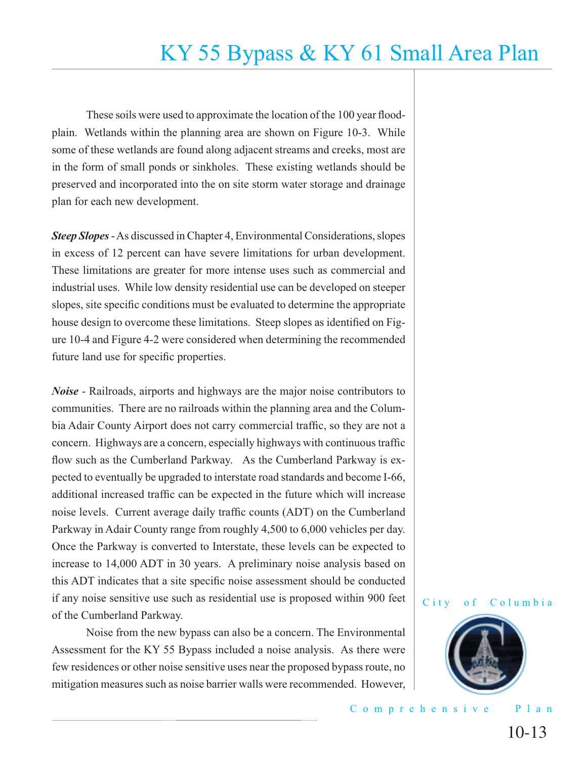These soils were used to approximate the location of the 100 year floodplain. Wetlands within the planning area are shown on Figure 10-3. While some of these wetlands are found along adjacent streams and creeks, most are in the form of small ponds or sinkholes. These existing wetlands should be preserved and incorporated into the on site storm water storage and drainage plan for each new development.

***Steep Slopes*** - As discussed in Chapter 4, Environmental Considerations, slopes in excess of 12 percent can have severe limitations for urban development. These limitations are greater for more intense uses such as commercial and industrial uses. While low density residential use can be developed on steeper slopes, site specific conditions must be evaluated to determine the appropriate house design to overcome these limitations. Steep slopes as identified on Figure 10-4 and Figure 4-2 were considered when determining the recommended future land use for specific properties.

***Noise*** - Railroads, airports and highways are the major noise contributors to communities. There are no railroads within the planning area and the Columbia Adair County Airport does not carry commercial traffic, so they are not a concern. Highways are a concern, especially highways with continuous traffic flow such as the Cumberland Parkway. As the Cumberland Parkway is expected to eventually be upgraded to interstate road standards and become I-66, additional increased traffic can be expected in the future which will increase noise levels. Current average daily traffic counts (ADT) on the Cumberland Parkway in Adair County range from roughly 4,500 to 6,000 vehicles per day. Once the Parkway is converted to Interstate, these levels can be expected to increase to 14,000 ADT in 30 years. A preliminary noise analysis based on this ADT indicates that a site specific noise assessment should be conducted if any noise sensitive use such as residential use is proposed within 900 feet of the Cumberland Parkway.

Noise from the new bypass can also be a concern. The Environmental Assessment for the KY 55 Bypass included a noise analysis. As there were few residences or other noise sensitive uses near the proposed bypass route, no mitigation measures such as noise barrier walls were recommended. However,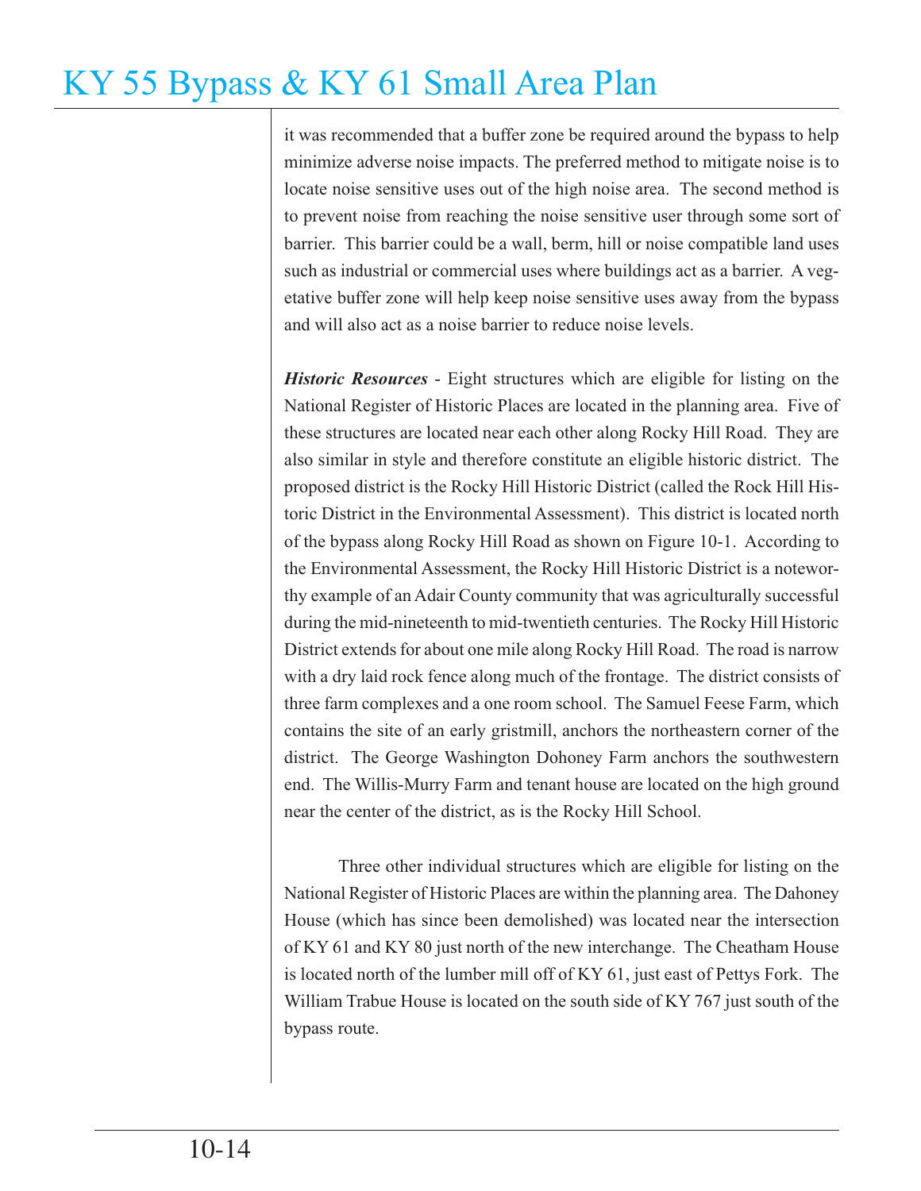it was recommended that a buffer zone be required around the bypass to help minimize adverse noise impacts. The preferred method to mitigate noise is to locate noise sensitive uses out of the high noise area. The second method is to prevent noise from reaching the noise sensitive user through some sort of barrier. This barrier could be a wall, berm, hill or noise compatible land uses such as industrial or commercial uses where buildings act as a barrier. A vegetative buffer zone will help keep noise sensitive uses away from the bypass and will also act as a noise barrier to reduce noise levels.

***Historic Resources*** - Eight structures which are eligible for listing on the National Register of Historic Places are located in the planning area. Five of these structures are located near each other along Rocky Hill Road. They are also similar in style and therefore constitute an eligible historic district. The proposed district is the Rocky Hill Historic District (called the Rock Hill Historic District in the Environmental Assessment). This district is located north of the bypass along Rocky Hill Road as shown on Figure 10-1. According to the Environmental Assessment, the Rocky Hill Historic District is a noteworthy example of an Adair County community that was agriculturally successful during the mid-nineteenth to mid-twentieth centuries. The Rocky Hill Historic District extends for about one mile along Rocky Hill Road. The road is narrow with a dry laid rock fence along much of the frontage. The district consists of three farm complexes and a one room school. The Samuel Feese Farm, which contains the site of an early gristmill, anchors the northeastern corner of the district. The George Washington Dohoney Farm anchors the southwestern end. The Willis-Murry Farm and tenant house are located on the high ground near the center of the district, as is the Rocky Hill School.

Three other individual structures which are eligible for listing on the National Register of Historic Places are within the planning area. The Dahoney House (which has since been demolished) was located near the intersection of KY 61 and KY 80 just north of the new interchange. The Cheatham House is located north of the lumber mill off of KY 61, just east of Pettys Fork. The William Trabue House is located on the south side of KY 767 just south of the bypass route.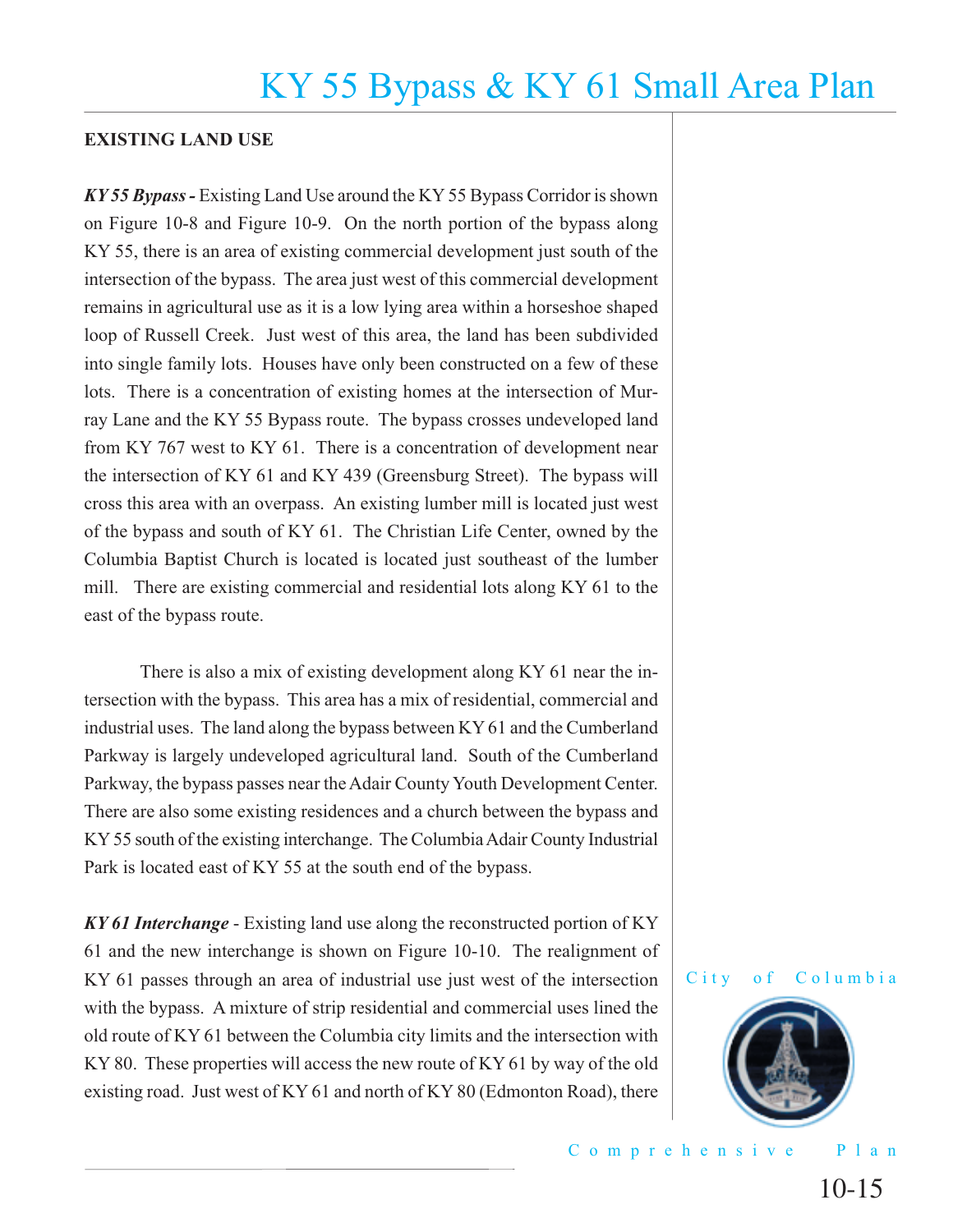## EXISTING LAND USE

***KY 55 Bypass -*** Existing Land Use around the KY 55 Bypass Corridor is shown on Figure 10-8 and Figure 10-9. On the north portion of the bypass along KY 55, there is an area of existing commercial development just south of the intersection of the bypass. The area just west of this commercial development remains in agricultural use as it is a low lying area within a horseshoe shaped loop of Russell Creek. Just west of this area, the land has been subdivided into single family lots. Houses have only been constructed on a few of these lots. There is a concentration of existing homes at the intersection of Murray Lane and the KY 55 Bypass route. The bypass crosses undeveloped land from KY 767 west to KY 61. There is a concentration of development near the intersection of KY 61 and KY 439 (Greensburg Street). The bypass will cross this area with an overpass. An existing lumber mill is located just west of the bypass and south of KY 61. The Christian Life Center, owned by the Columbia Baptist Church is located is located just southeast of the lumber mill. There are existing commercial and residential lots along KY 61 to the east of the bypass route.

There is also a mix of existing development along KY 61 near the intersection with the bypass. This area has a mix of residential, commercial and industrial uses. The land along the bypass between KY 61 and the Cumberland Parkway is largely undeveloped agricultural land. South of the Cumberland Parkway, the bypass passes near the Adair County Youth Development Center. There are also some existing residences and a church between the bypass and KY 55 south of the existing interchange. The Columbia Adair County Industrial Park is located east of KY 55 at the south end of the bypass.

***KY 61 Interchange*** - Existing land use along the reconstructed portion of KY 61 and the new interchange is shown on Figure 10-10. The realignment of KY 61 passes through an area of industrial use just west of the intersection with the bypass. A mixture of strip residential and commercial uses lined the old route of KY 61 between the Columbia city limits and the intersection with KY 80. These properties will access the new route of KY 61 by way of the old existing road. Just west of KY 61 and north of KY 80 (Edmonton Road), there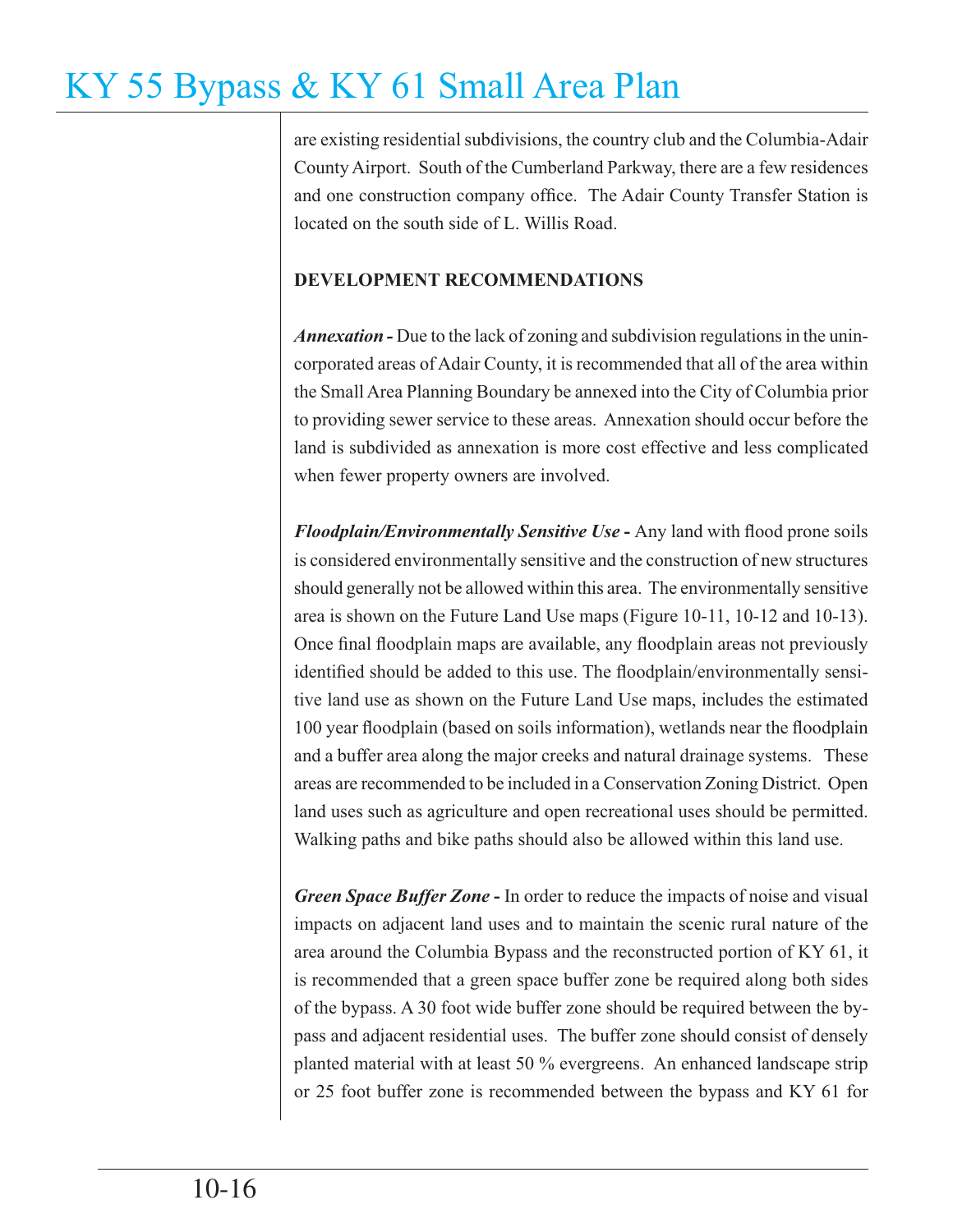are existing residential subdivisions, the country club and the Columbia-Adair County Airport. South of the Cumberland Parkway, there are a few residences and one construction company office. The Adair County Transfer Station is located on the south side of L. Willis Road.

**DEVELOPMENT RECOMMENDATIONS**

***Annexation*** **-** Due to the lack of zoning and subdivision regulations in the unincorporated areas of Adair County, it is recommended that all of the area within the Small Area Planning Boundary be annexed into the City of Columbia prior to providing sewer service to these areas. Annexation should occur before the land is subdivided as annexation is more cost effective and less complicated when fewer property owners are involved.

***Floodplain/Environmentally Sensitive Use*** **-** Any land with flood prone soils is considered environmentally sensitive and the construction of new structures should generally not be allowed within this area. The environmentally sensitive area is shown on the Future Land Use maps (Figure 10-11, 10-12 and 10-13). Once final floodplain maps are available, any floodplain areas not previously identified should be added to this use. The floodplain/environmentally sensitive land use as shown on the Future Land Use maps, includes the estimated 100 year floodplain (based on soils information), wetlands near the floodplain and a buffer area along the major creeks and natural drainage systems. These areas are recommended to be included in a Conservation Zoning District. Open land uses such as agriculture and open recreational uses should be permitted. Walking paths and bike paths should also be allowed within this land use.

***Green Space Buffer Zone*** **-** In order to reduce the impacts of noise and visual impacts on adjacent land uses and to maintain the scenic rural nature of the area around the Columbia Bypass and the reconstructed portion of KY 61, it is recommended that a green space buffer zone be required along both sides of the bypass. A 30 foot wide buffer zone should be required between the bypass and adjacent residential uses. The buffer zone should consist of densely planted material with at least 50 % evergreens. An enhanced landscape strip or 25 foot buffer zone is recommended between the bypass and KY 61 for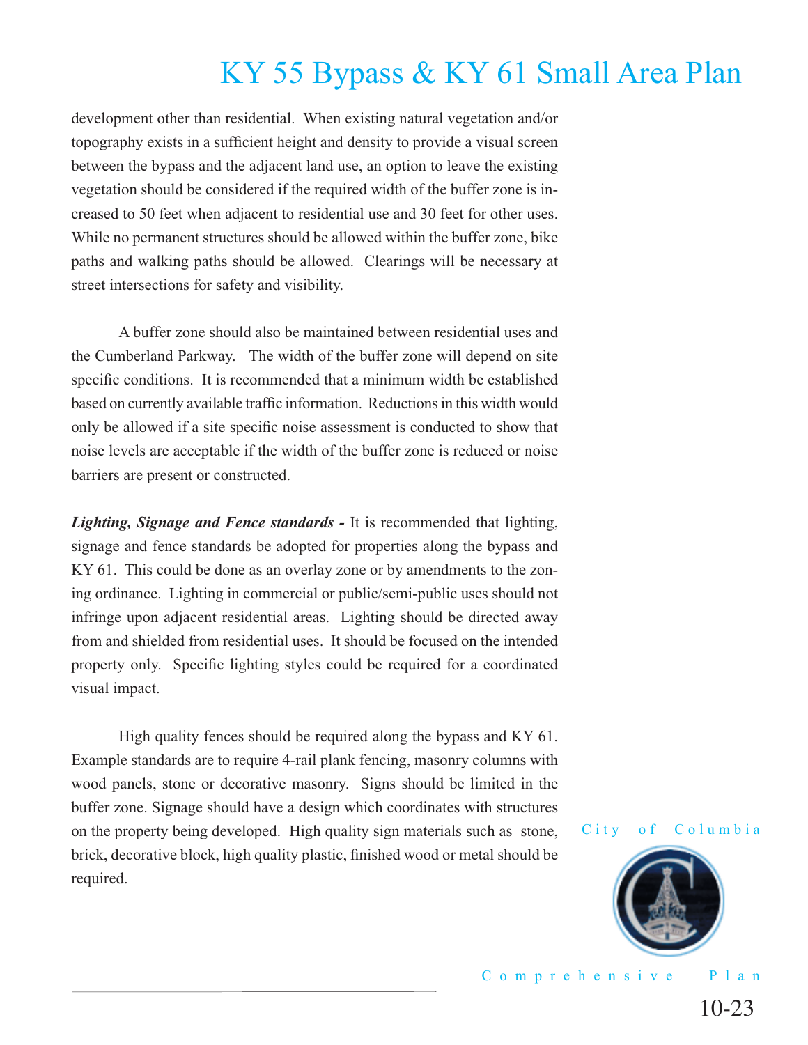development other than residential. When existing natural vegetation and/or topography exists in a sufficient height and density to provide a visual screen between the bypass and the adjacent land use, an option to leave the existing vegetation should be considered if the required width of the buffer zone is increased to 50 feet when adjacent to residential use and 30 feet for other uses. While no permanent structures should be allowed within the buffer zone, bike paths and walking paths should be allowed. Clearings will be necessary at street intersections for safety and visibility.

A buffer zone should also be maintained between residential uses and the Cumberland Parkway. The width of the buffer zone will depend on site specific conditions. It is recommended that a minimum width be established based on currently available traffic information. Reductions in this width would only be allowed if a site specific noise assessment is conducted to show that noise levels are acceptable if the width of the buffer zone is reduced or noise barriers are present or constructed.

***Lighting, Signage and Fence standards -*** It is recommended that lighting, signage and fence standards be adopted for properties along the bypass and KY 61. This could be done as an overlay zone or by amendments to the zoning ordinance. Lighting in commercial or public/semi-public uses should not infringe upon adjacent residential areas. Lighting should be directed away from and shielded from residential uses. It should be focused on the intended property only. Specific lighting styles could be required for a coordinated visual impact.

High quality fences should be required along the bypass and KY 61. Example standards are to require 4-rail plank fencing, masonry columns with wood panels, stone or decorative masonry. Signs should be limited in the buffer zone. Signage should have a design which coordinates with structures on the property being developed. High quality sign materials such as stone, brick, decorative block, high quality plastic, finished wood or metal should be required.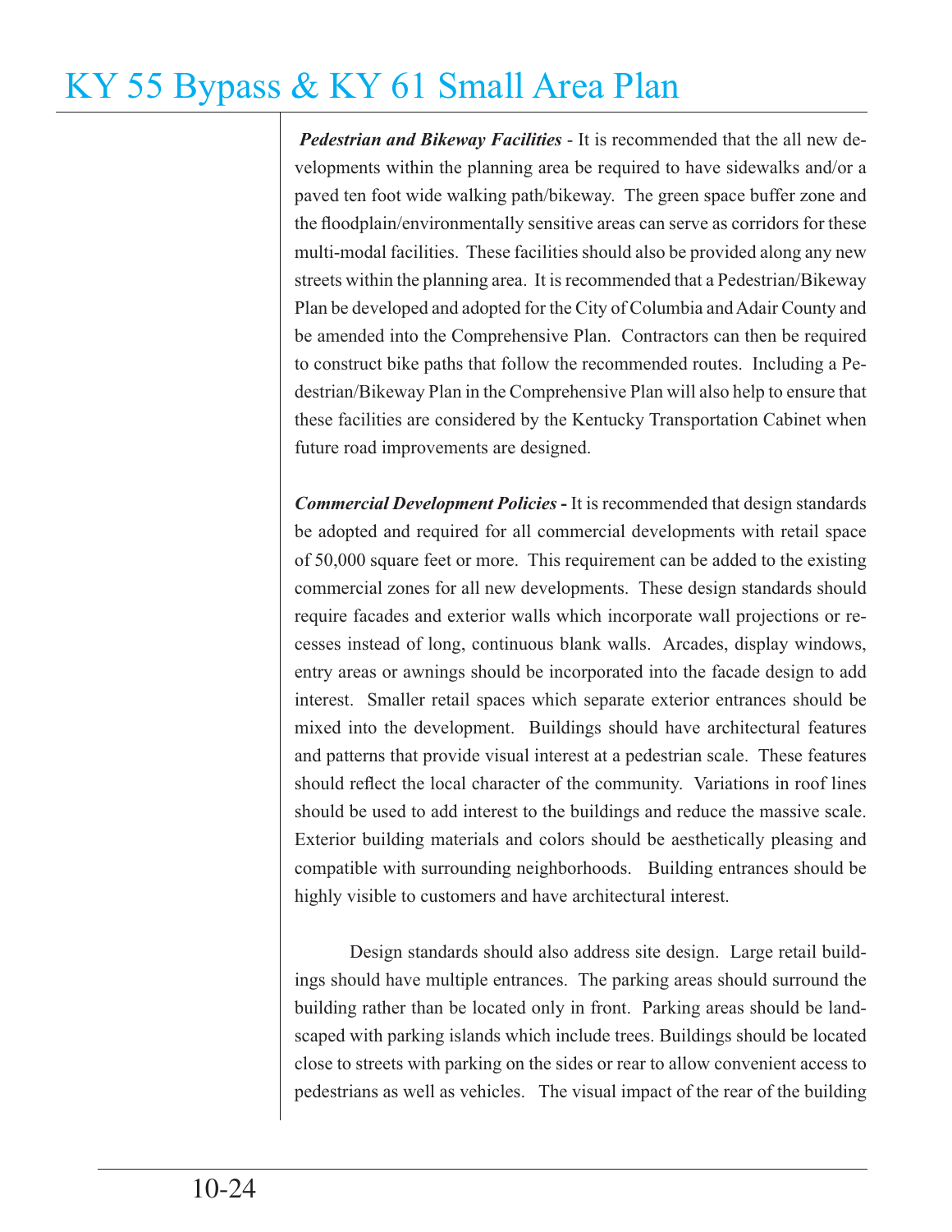***Pedestrian and Bikeway Facilities*** - It is recommended that the all new developments within the planning area be required to have sidewalks and/or a paved ten foot wide walking path/bikeway. The green space buffer zone and the floodplain/environmentally sensitive areas can serve as corridors for these multi-modal facilities. These facilities should also be provided along any new streets within the planning area. It is recommended that a Pedestrian/Bikeway Plan be developed and adopted for the City of Columbia and Adair County and be amended into the Comprehensive Plan. Contractors can then be required to construct bike paths that follow the recommended routes. Including a Pedestrian/Bikeway Plan in the Comprehensive Plan will also help to ensure that these facilities are considered by the Kentucky Transportation Cabinet when future road improvements are designed.

***Commercial Development Policies*** - It is recommended that design standards be adopted and required for all commercial developments with retail space of 50,000 square feet or more. This requirement can be added to the existing commercial zones for all new developments. These design standards should require facades and exterior walls which incorporate wall projections or recesses instead of long, continuous blank walls. Arcades, display windows, entry areas or awnings should be incorporated into the facade design to add interest. Smaller retail spaces which separate exterior entrances should be mixed into the development. Buildings should have architectural features and patterns that provide visual interest at a pedestrian scale. These features should reflect the local character of the community. Variations in roof lines should be used to add interest to the buildings and reduce the massive scale. Exterior building materials and colors should be aesthetically pleasing and compatible with surrounding neighborhoods. Building entrances should be highly visible to customers and have architectural interest.

Design standards should also address site design. Large retail buildings should have multiple entrances. The parking areas should surround the building rather than be located only in front. Parking areas should be landscaped with parking islands which include trees. Buildings should be located close to streets with parking on the sides or rear to allow convenient access to pedestrians as well as vehicles. The visual impact of the rear of the building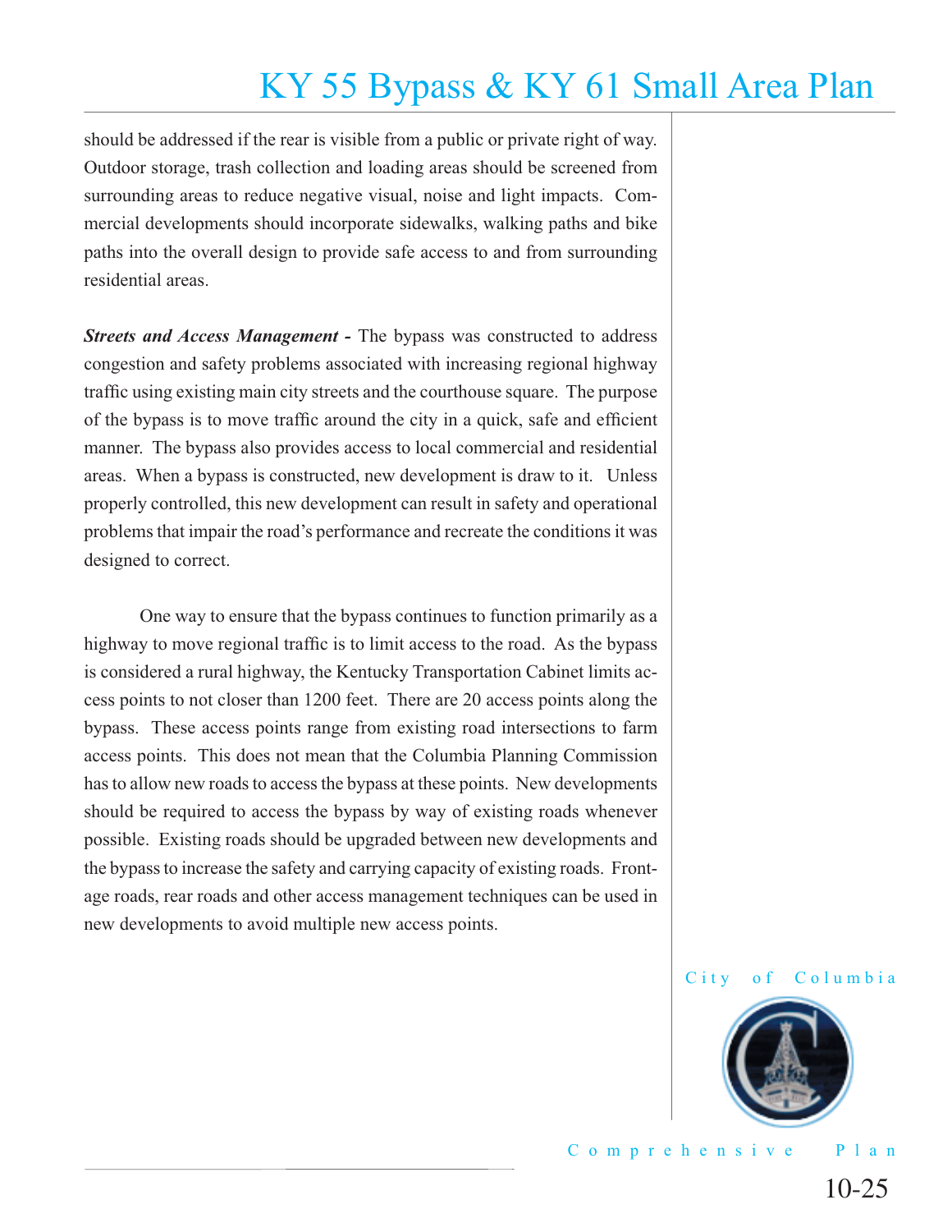should be addressed if the rear is visible from a public or private right of way. Outdoor storage, trash collection and loading areas should be screened from surrounding areas to reduce negative visual, noise and light impacts. Commercial developments should incorporate sidewalks, walking paths and bike paths into the overall design to provide safe access to and from surrounding residential areas.

***Streets and Access Management -*** The bypass was constructed to address congestion and safety problems associated with increasing regional highway traffic using existing main city streets and the courthouse square. The purpose of the bypass is to move traffic around the city in a quick, safe and efficient manner. The bypass also provides access to local commercial and residential areas. When a bypass is constructed, new development is draw to it. Unless properly controlled, this new development can result in safety and operational problems that impair the road's performance and recreate the conditions it was designed to correct.

One way to ensure that the bypass continues to function primarily as a highway to move regional traffic is to limit access to the road. As the bypass is considered a rural highway, the Kentucky Transportation Cabinet limits access points to not closer than 1200 feet. There are 20 access points along the bypass. These access points range from existing road intersections to farm access points. This does not mean that the Columbia Planning Commission has to allow new roads to access the bypass at these points. New developments should be required to access the bypass by way of existing roads whenever possible. Existing roads should be upgraded between new developments and the bypass to increase the safety and carrying capacity of existing roads. Frontage roads, rear roads and other access management techniques can be used in new developments to avoid multiple new access points.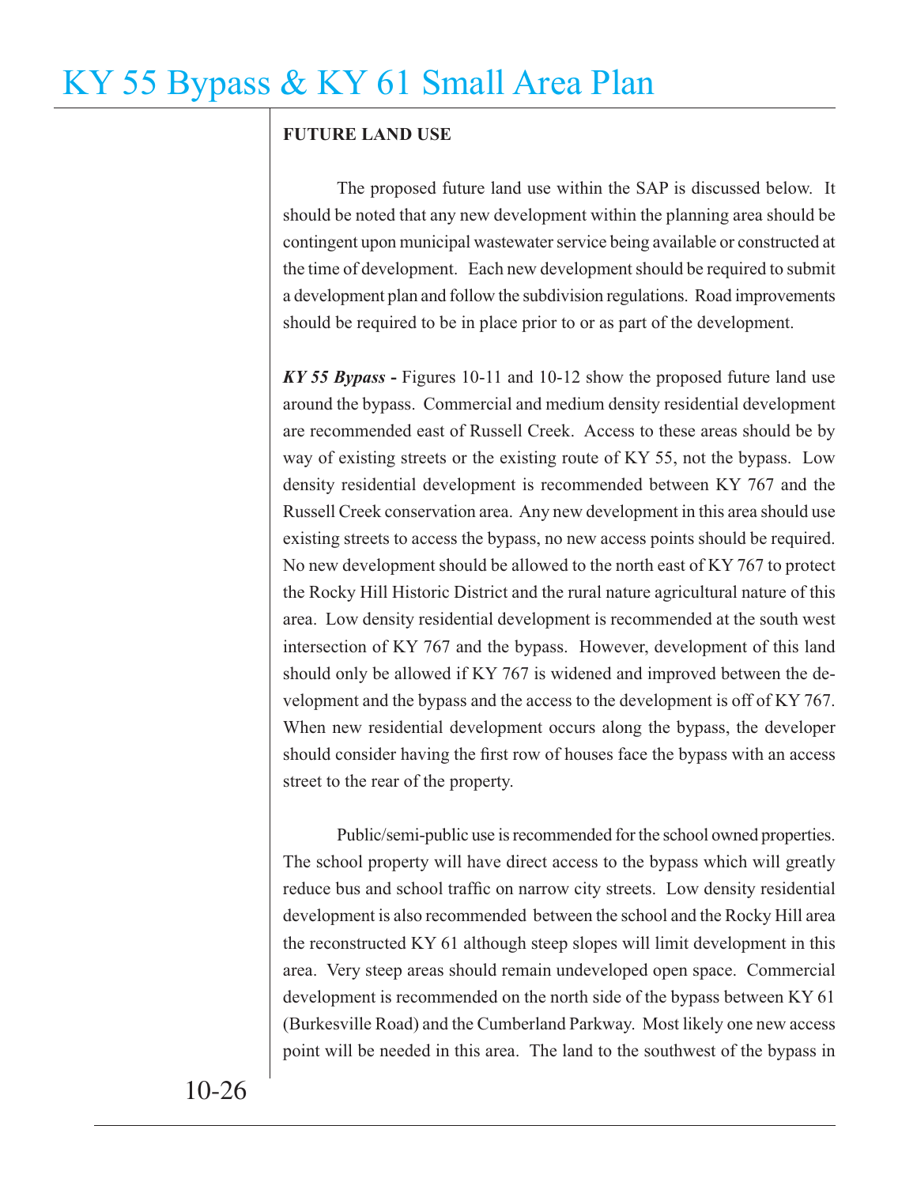## FUTURE LAND USE

The proposed future land use within the SAP is discussed below. It should be noted that any new development within the planning area should be contingent upon municipal wastewater service being available or constructed at the time of development. Each new development should be required to submit a development plan and follow the subdivision regulations. Road improvements should be required to be in place prior to or as part of the development.

***KY 55 Bypass -*** Figures 10-11 and 10-12 show the proposed future land use around the bypass. Commercial and medium density residential development are recommended east of Russell Creek. Access to these areas should be by way of existing streets or the existing route of KY 55, not the bypass. Low density residential development is recommended between KY 767 and the Russell Creek conservation area. Any new development in this area should use existing streets to access the bypass, no new access points should be required. No new development should be allowed to the north east of KY 767 to protect the Rocky Hill Historic District and the rural nature agricultural nature of this area. Low density residential development is recommended at the south west intersection of KY 767 and the bypass. However, development of this land should only be allowed if KY 767 is widened and improved between the development and the bypass and the access to the development is off of KY 767. When new residential development occurs along the bypass, the developer should consider having the first row of houses face the bypass with an access street to the rear of the property.

Public/semi-public use is recommended for the school owned properties. The school property will have direct access to the bypass which will greatly reduce bus and school traffic on narrow city streets. Low density residential development is also recommended between the school and the Rocky Hill area the reconstructed KY 61 although steep slopes will limit development in this area. Very steep areas should remain undeveloped open space. Commercial development is recommended on the north side of the bypass between KY 61 (Burkesville Road) and the Cumberland Parkway. Most likely one new access point will be needed in this area. The land to the southwest of the bypass in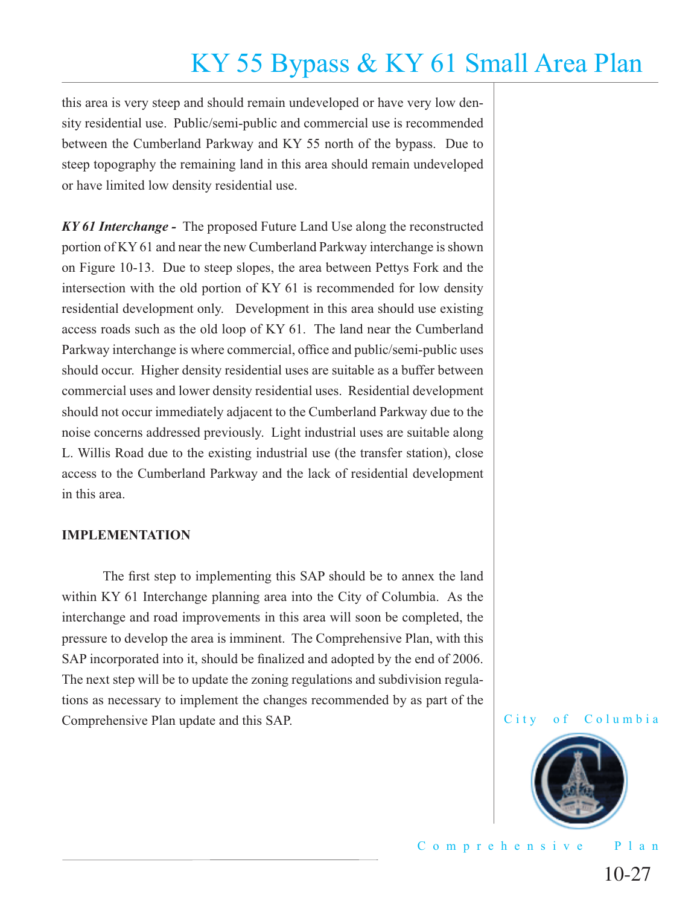this area is very steep and should remain undeveloped or have very low density residential use. Public/semi-public and commercial use is recommended between the Cumberland Parkway and KY 55 north of the bypass. Due to steep topography the remaining land in this area should remain undeveloped or have limited low density residential use.

***KY 61 Interchange -*** The proposed Future Land Use along the reconstructed portion of KY 61 and near the new Cumberland Parkway interchange is shown on Figure 10-13. Due to steep slopes, the area between Pettys Fork and the intersection with the old portion of KY 61 is recommended for low density residential development only. Development in this area should use existing access roads such as the old loop of KY 61. The land near the Cumberland Parkway interchange is where commercial, office and public/semi-public uses should occur. Higher density residential uses are suitable as a buffer between commercial uses and lower density residential uses. Residential development should not occur immediately adjacent to the Cumberland Parkway due to the noise concerns addressed previously. Light industrial uses are suitable along L. Willis Road due to the existing industrial use (the transfer station), close access to the Cumberland Parkway and the lack of residential development in this area.

**IMPLEMENTATION**

The first step to implementing this SAP should be to annex the land within KY 61 Interchange planning area into the City of Columbia. As the interchange and road improvements in this area will soon be completed, the pressure to develop the area is imminent. The Comprehensive Plan, with this SAP incorporated into it, should be finalized and adopted by the end of 2006. The next step will be to update the zoning regulations and subdivision regulations as necessary to implement the changes recommended by as part of the Comprehensive Plan update and this SAP.